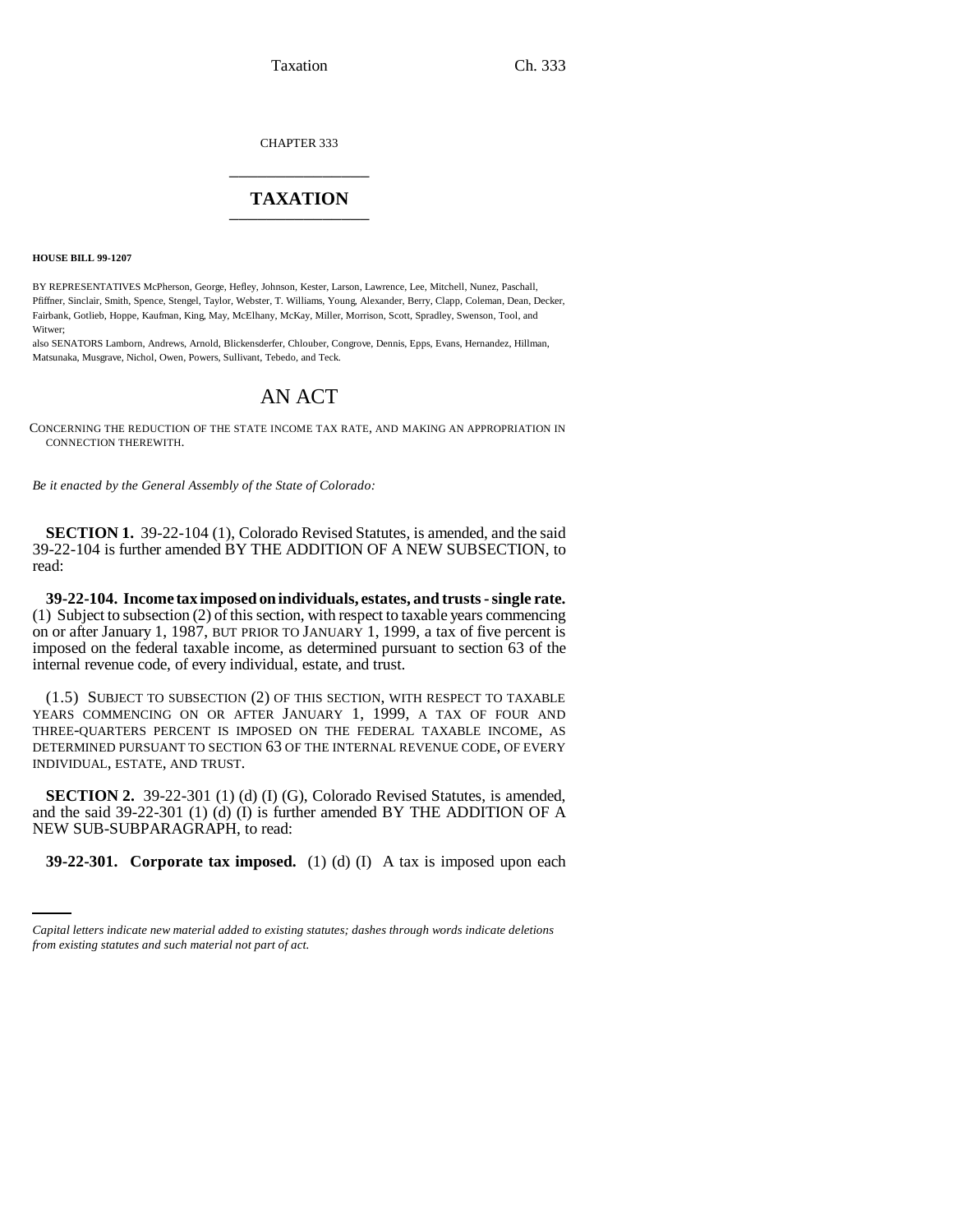CHAPTER 333

# TAXATION

**HOUSE BILL 99-1207**

BY REPRESENTATIVES McPherson, George, Hefley, Johnson, Kester, Larson, Lawrence, Lee, Mitchell, Nunez, Paschall, Pfiffner, Sinclair, Smith, Spence, Stengel, Taylor, Webster, T. Williams, Young, Alexander, Berry, Clapp, Coleman, Dean, Decker, Fairbank, Gotlieb, Hoppe, Kaufman, King, May, McElhany, McKay, Miller, Morrison, Scott, Spradley, Swenson, Tool, and Witwer;

also SENATORS Lamborn, Andrews, Arnold, Blickensderfer, Chlouber, Congrove, Dennis, Epps, Evans, Hernandez, Hillman, Matsunaka, Musgrave, Nichol, Owen, Powers, Sullivant, Tebedo, and Teck.

## AN ACT

CONCERNING THE REDUCTION OF THE STATE INCOME TAX RATE, AND MAKING AN APPROPRIATION IN CONNECTION THEREWITH.

*Be it enacted by the General Assembly of the State of Colorado:*

**SECTION 1.** 39-22-104 (1), Colorado Revised Statutes, is amended, and the said 39-22-104 is further amended BY THE ADDITION OF A NEW SUBSECTION, to read:

**39-22-104. Income tax imposed on individuals, estates, and trusts - single rate.** (1) Subject to subsection (2) of this section, with respect to taxable years commencing on or after January 1, 1987, BUT PRIOR TO JANUARY 1, 1999, a tax of five percent is imposed on the federal taxable income, as determined pursuant to section 63 of the internal revenue code, of every individual, estate, and trust.

(1.5) SUBJECT TO SUBSECTION (2) OF THIS SECTION, WITH RESPECT TO TAXABLE YEARS COMMENCING ON OR AFTER JANUARY 1, 1999, A TAX OF FOUR AND THREE-QUARTERS PERCENT IS IMPOSED ON THE FEDERAL TAXABLE INCOME, AS DETERMINED PURSUANT TO SECTION 63 OF THE INTERNAL REVENUE CODE, OF EVERY INDIVIDUAL, ESTATE, AND TRUST.

**SECTION 2.** 39-22-301 (1) (d) (I) (G), Colorado Revised Statutes, is amended, and the said 39-22-301 (1) (d) (I) is further amended BY THE ADDITION OF A NEW SUB-SUBPARAGRAPH, to read:

**39-22-301. Corporate tax imposed.** (1) (d) (I) A tax is imposed upon each

*Capital letters indicate new material added to existing statutes; dashes through words indicate deletions from existing statutes and such material not part of act.*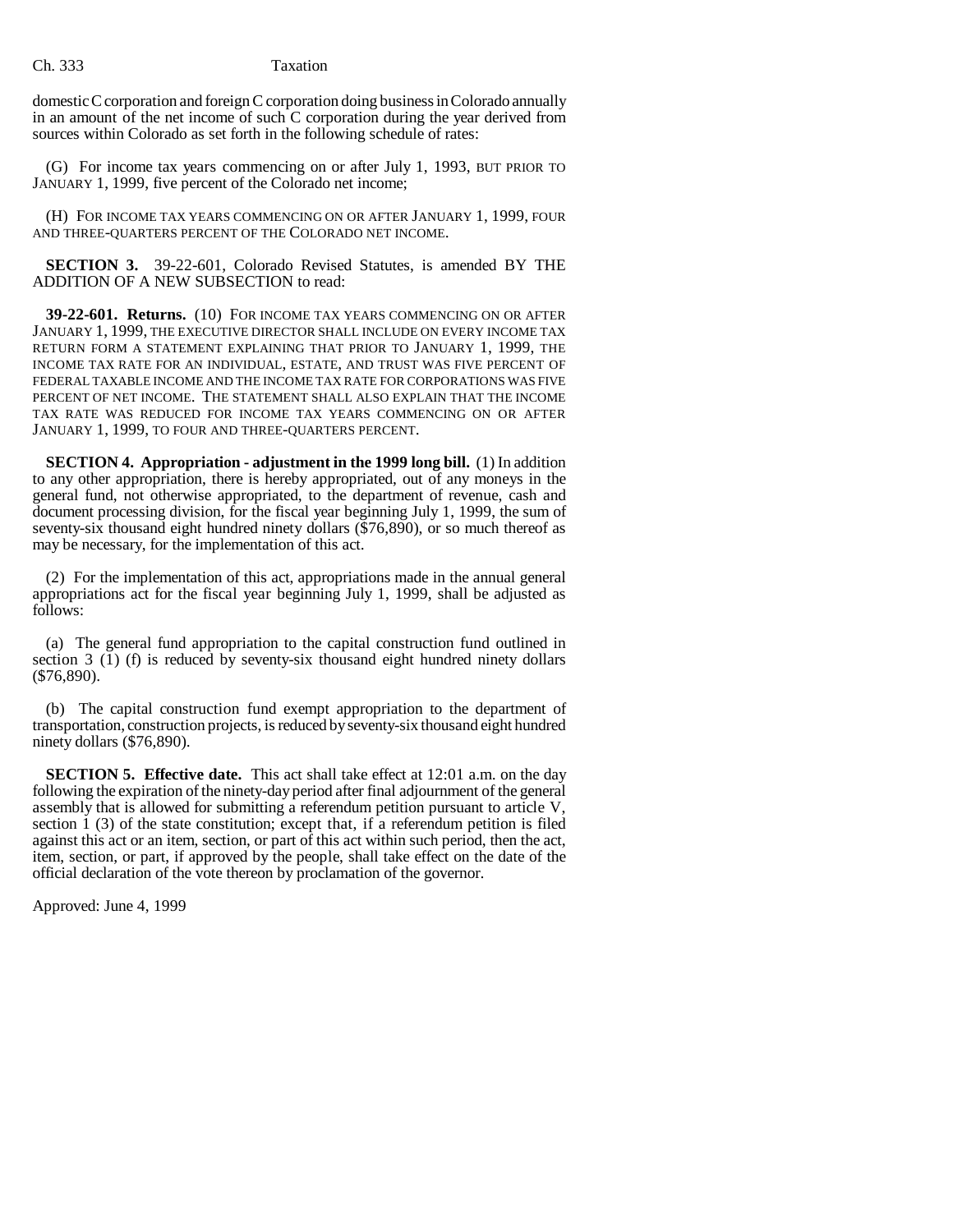domestic C corporation and foreign C corporation doing business in Colorado annually in an amount of the net income of such C corporation during the year derived from sources within Colorado as set forth in the following schedule of rates:

(G) For income tax years commencing on or after July 1, 1993, BUT PRIOR TO JANUARY 1, 1999, five percent of the Colorado net income;

(H) FOR INCOME TAX YEARS COMMENCING ON OR AFTER JANUARY 1, 1999, FOUR AND THREE-QUARTERS PERCENT OF THE COLORADO NET INCOME.

**SECTION 3.** 39-22-601, Colorado Revised Statutes, is amended BY THE ADDITION OF A NEW SUBSECTION to read:

**39-22-601. Returns.** (10) FOR INCOME TAX YEARS COMMENCING ON OR AFTER JANUARY 1, 1999, THE EXECUTIVE DIRECTOR SHALL INCLUDE ON EVERY INCOME TAX RETURN FORM A STATEMENT EXPLAINING THAT PRIOR TO JANUARY 1, 1999, THE INCOME TAX RATE FOR AN INDIVIDUAL, ESTATE, AND TRUST WAS FIVE PERCENT OF FEDERAL TAXABLE INCOME AND THE INCOME TAX RATE FOR CORPORATIONS WAS FIVE PERCENT OF NET INCOME. THE STATEMENT SHALL ALSO EXPLAIN THAT THE INCOME TAX RATE WAS REDUCED FOR INCOME TAX YEARS COMMENCING ON OR AFTER JANUARY 1, 1999, TO FOUR AND THREE-QUARTERS PERCENT.

**SECTION 4. Appropriation - adjustment in the 1999 long bill.** (1) In addition to any other appropriation, there is hereby appropriated, out of any moneys in the general fund, not otherwise appropriated, to the department of revenue, cash and document processing division, for the fiscal year beginning July 1, 1999, the sum of seventy-six thousand eight hundred ninety dollars ($76,890), or so much thereof as may be necessary, for the implementation of this act.

(2) For the implementation of this act, appropriations made in the annual general appropriations act for the fiscal year beginning July 1, 1999, shall be adjusted as follows:

(a) The general fund appropriation to the capital construction fund outlined in section 3 (1) (f) is reduced by seventy-six thousand eight hundred ninety dollars ($76,890).

(b) The capital construction fund exempt appropriation to the department of transportation, construction projects, is reduced by seventy-six thousand eight hundred ninety dollars ($76,890).

**SECTION 5. Effective date.** This act shall take effect at 12:01 a.m. on the day following the expiration of the ninety-day period after final adjournment of the general assembly that is allowed for submitting a referendum petition pursuant to article V, section 1 (3) of the state constitution; except that, if a referendum petition is filed against this act or an item, section, or part of this act within such period, then the act, item, section, or part, if approved by the people, shall take effect on the date of the official declaration of the vote thereon by proclamation of the governor.

Approved: June 4, 1999